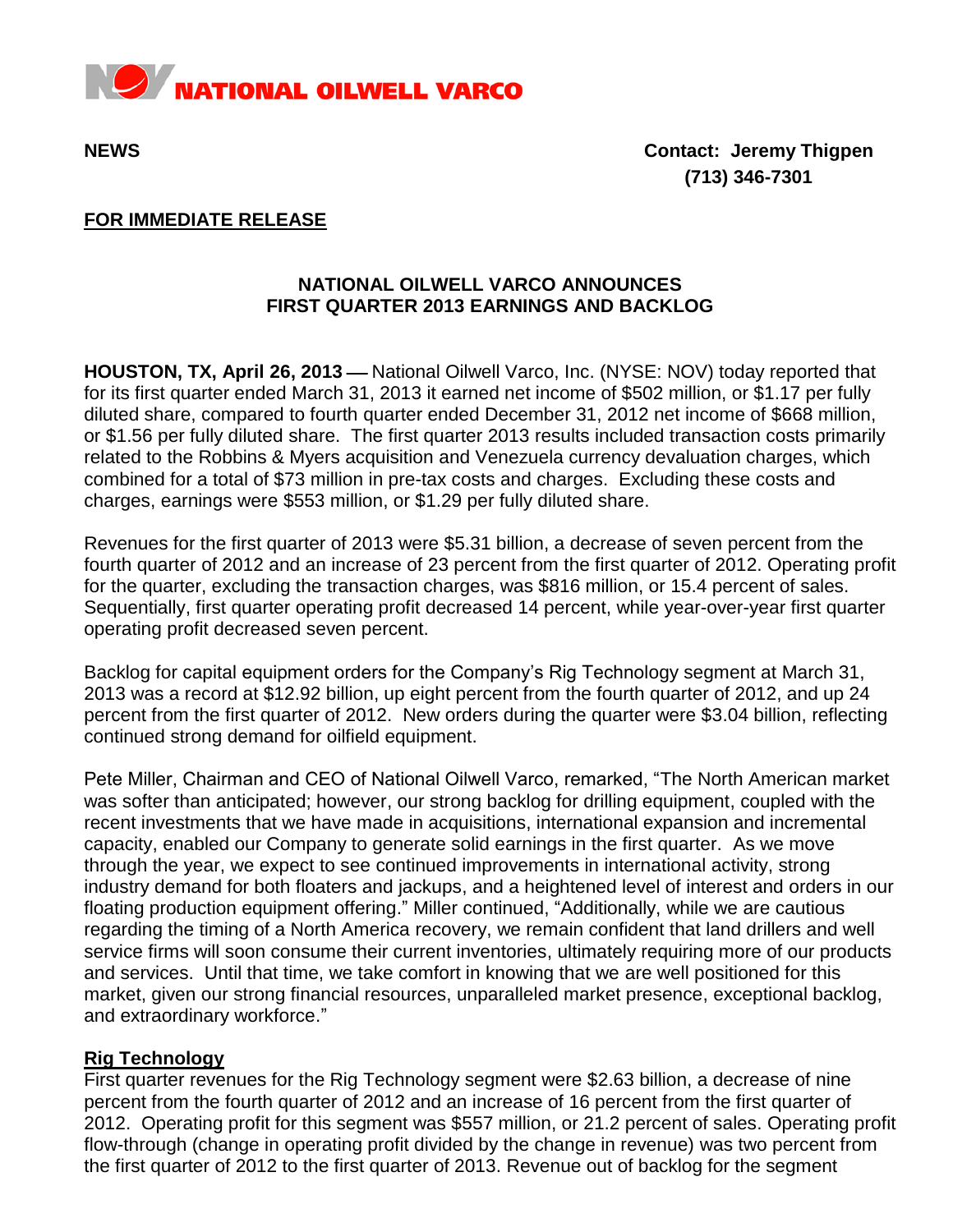NATIONAL OILWELL VARCO

**NEWS**

**Contact: Jeremy Thigpen**
**(713) 346-7301**

**FOR IMMEDIATE RELEASE**

## NATIONAL OILWELL VARCO ANNOUNCES FIRST QUARTER 2013 EARNINGS AND BACKLOG

**HOUSTON, TX, April 26, 2013 —** National Oilwell Varco, Inc. (NYSE: NOV) today reported that for its first quarter ended March 31, 2013 it earned net income of $502 million, or $1.17 per fully diluted share, compared to fourth quarter ended December 31, 2012 net income of $668 million, or $1.56 per fully diluted share. The first quarter 2013 results included transaction costs primarily related to the Robbins & Myers acquisition and Venezuela currency devaluation charges, which combined for a total of $73 million in pre-tax costs and charges. Excluding these costs and charges, earnings were $553 million, or $1.29 per fully diluted share.

Revenues for the first quarter of 2013 were $5.31 billion, a decrease of seven percent from the fourth quarter of 2012 and an increase of 23 percent from the first quarter of 2012. Operating profit for the quarter, excluding the transaction charges, was $816 million, or 15.4 percent of sales. Sequentially, first quarter operating profit decreased 14 percent, while year-over-year first quarter operating profit decreased seven percent.

Backlog for capital equipment orders for the Company's Rig Technology segment at March 31, 2013 was a record at $12.92 billion, up eight percent from the fourth quarter of 2012, and up 24 percent from the first quarter of 2012. New orders during the quarter were $3.04 billion, reflecting continued strong demand for oilfield equipment.

Pete Miller, Chairman and CEO of National Oilwell Varco, remarked, "The North American market was softer than anticipated; however, our strong backlog for drilling equipment, coupled with the recent investments that we have made in acquisitions, international expansion and incremental capacity, enabled our Company to generate solid earnings in the first quarter. As we move through the year, we expect to see continued improvements in international activity, strong industry demand for both floaters and jackups, and a heightened level of interest and orders in our floating production equipment offering." Miller continued, "Additionally, while we are cautious regarding the timing of a North America recovery, we remain confident that land drillers and well service firms will soon consume their current inventories, ultimately requiring more of our products and services. Until that time, we take comfort in knowing that we are well positioned for this market, given our strong financial resources, unparalleled market presence, exceptional backlog, and extraordinary workforce."

### Rig Technology

First quarter revenues for the Rig Technology segment were $2.63 billion, a decrease of nine percent from the fourth quarter of 2012 and an increase of 16 percent from the first quarter of 2012. Operating profit for this segment was $557 million, or 21.2 percent of sales. Operating profit flow-through (change in operating profit divided by the change in revenue) was two percent from the first quarter of 2012 to the first quarter of 2013. Revenue out of backlog for the segment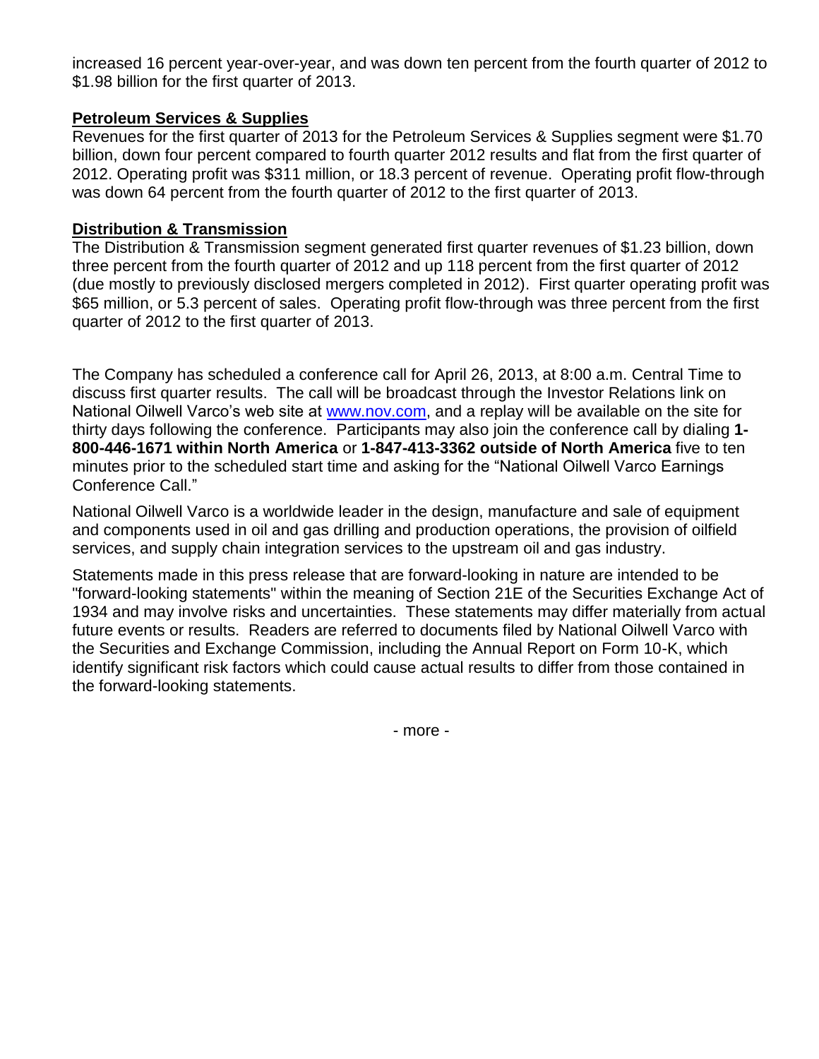increased 16 percent year-over-year, and was down ten percent from the fourth quarter of 2012 to $1.98 billion for the first quarter of 2013.

**Petroleum Services & Supplies**

Revenues for the first quarter of 2013 for the Petroleum Services & Supplies segment were $1.70 billion, down four percent compared to fourth quarter 2012 results and flat from the first quarter of 2012. Operating profit was $311 million, or 18.3 percent of revenue. Operating profit flow-through was down 64 percent from the fourth quarter of 2012 to the first quarter of 2013.

**Distribution & Transmission**

The Distribution & Transmission segment generated first quarter revenues of $1.23 billion, down three percent from the fourth quarter of 2012 and up 118 percent from the first quarter of 2012 (due mostly to previously disclosed mergers completed in 2012). First quarter operating profit was $65 million, or 5.3 percent of sales. Operating profit flow-through was three percent from the first quarter of 2012 to the first quarter of 2013.

The Company has scheduled a conference call for April 26, 2013, at 8:00 a.m. Central Time to discuss first quarter results. The call will be broadcast through the Investor Relations link on National Oilwell Varco's web site at www.nov.com, and a replay will be available on the site for thirty days following the conference. Participants may also join the conference call by dialing **1-800-446-1671 within North America** or **1-847-413-3362 outside of North America** five to ten minutes prior to the scheduled start time and asking for the "National Oilwell Varco Earnings Conference Call."

National Oilwell Varco is a worldwide leader in the design, manufacture and sale of equipment and components used in oil and gas drilling and production operations, the provision of oilfield services, and supply chain integration services to the upstream oil and gas industry.

Statements made in this press release that are forward-looking in nature are intended to be "forward-looking statements" within the meaning of Section 21E of the Securities Exchange Act of 1934 and may involve risks and uncertainties. These statements may differ materially from actual future events or results. Readers are referred to documents filed by National Oilwell Varco with the Securities and Exchange Commission, including the Annual Report on Form 10-K, which identify significant risk factors which could cause actual results to differ from those contained in the forward-looking statements.

- more -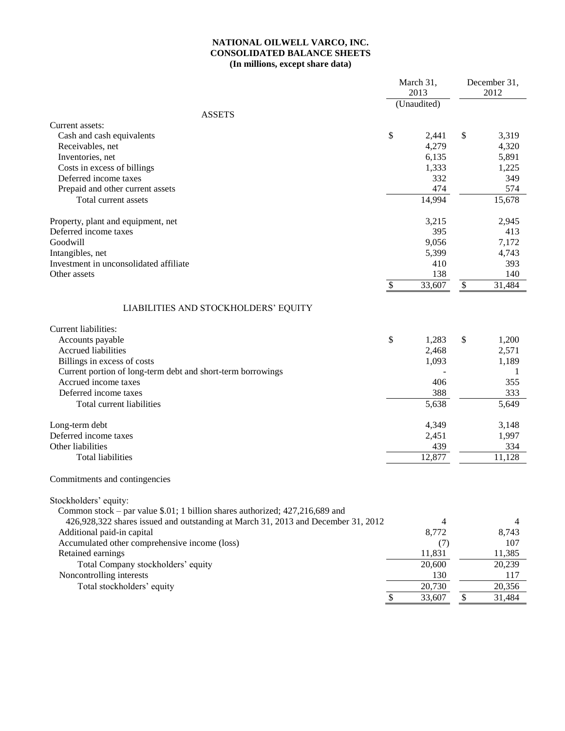# NATIONAL OILWELL VARCO, INC.
## CONSOLIDATED BALANCE SHEETS
### (In millions, except share data)

| | March 31, 2013 (Unaudited) | December 31, 2012 |
|---|---|---|
| **ASSETS** | | |
| Current assets: | | |
| Cash and cash equivalents | $ 2,441 | $ 3,319 |
| Receivables, net | 4,279 | 4,320 |
| Inventories, net | 6,135 | 5,891 |
| Costs in excess of billings | 1,333 | 1,225 |
| Deferred income taxes | 332 | 349 |
| Prepaid and other current assets | 474 | 574 |
| Total current assets | 14,994 | 15,678 |
| | | |
| Property, plant and equipment, net | 3,215 | 2,945 |
| Deferred income taxes | 395 | 413 |
| Goodwill | 9,056 | 7,172 |
| Intangibles, net | 5,399 | 4,743 |
| Investment in unconsolidated affiliate | 410 | 393 |
| Other assets | 138 | 140 |
| | $ 33,607 | $ 31,484 |
| | | |
| **LIABILITIES AND STOCKHOLDERS' EQUITY** | | |
| Current liabilities: | | |
| Accounts payable | $ 1,283 | $ 1,200 |
| Accrued liabilities | 2,468 | 2,571 |
| Billings in excess of costs | 1,093 | 1,189 |
| Current portion of long-term debt and short-term borrowings | - | 1 |
| Accrued income taxes | 406 | 355 |
| Deferred income taxes | 388 | 333 |
| Total current liabilities | 5,638 | 5,649 |
| | | |
| Long-term debt | 4,349 | 3,148 |
| Deferred income taxes | 2,451 | 1,997 |
| Other liabilities | 439 | 334 |
| Total liabilities | 12,877 | 11,128 |
| | | |
| Commitments and contingencies | | |
| | | |
| Stockholders' equity: | | |
| Common stock – par value $.01; 1 billion shares authorized; 427,216,689 and 426,928,322 shares issued and outstanding at March 31, 2013 and December 31, 2012 | 4 | 4 |
| Additional paid-in capital | 8,772 | 8,743 |
| Accumulated other comprehensive income (loss) | (7) | 107 |
| Retained earnings | 11,831 | 11,385 |
| Total Company stockholders' equity | 20,600 | 20,239 |
| Noncontrolling interests | 130 | 117 |
| Total stockholders' equity | 20,730 | 20,356 |
| | $ 33,607 | $ 31,484 |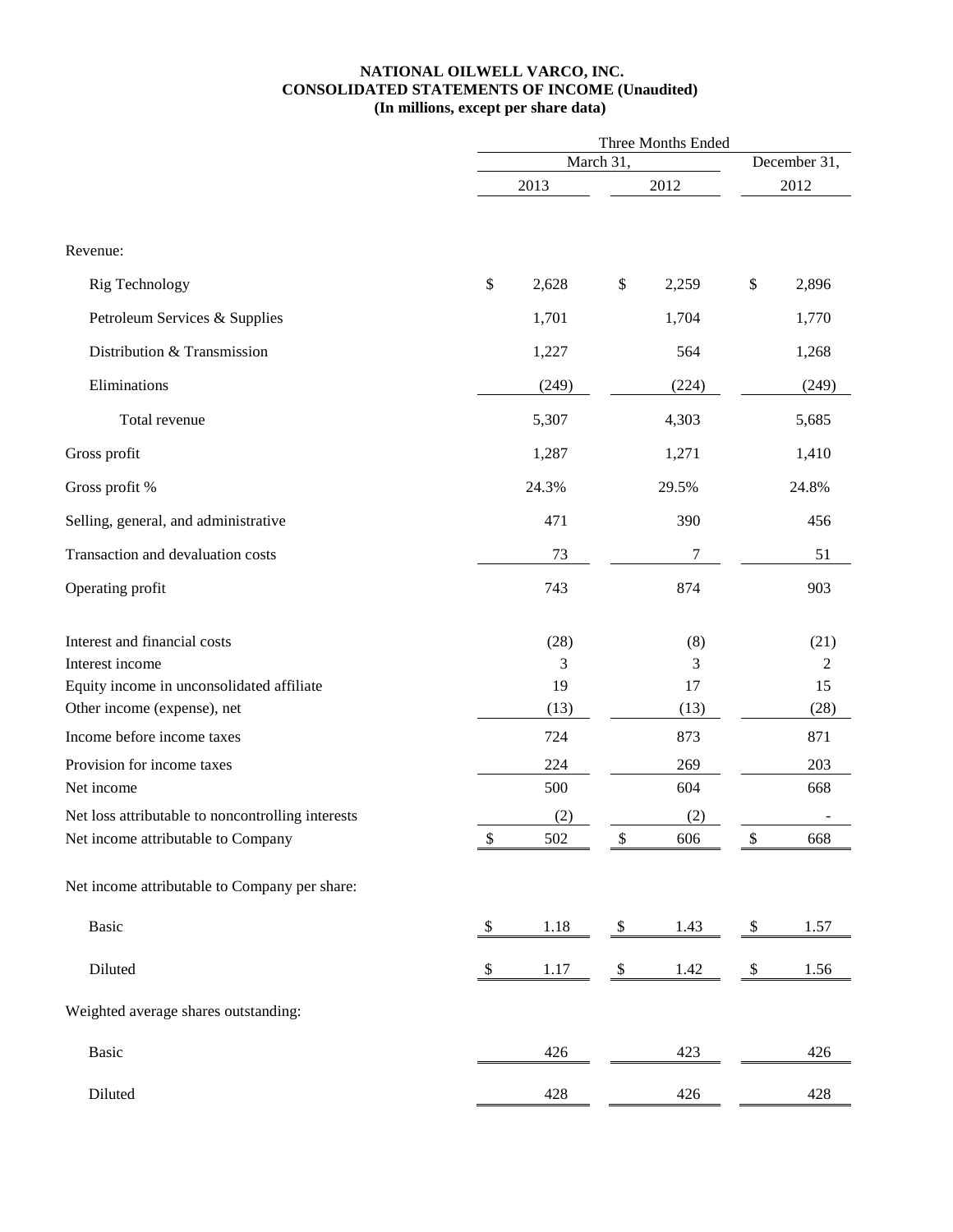**NATIONAL OILWELL VARCO, INC.**
**CONSOLIDATED STATEMENTS OF INCOME (Unaudited)**
**(In millions, except per share data)**

| | Three Months Ended | | |
|---|---|---|---|
| | March 31, | | December 31, |
| | 2013 | 2012 | 2012 |
| Revenue: | | | |
| Rig Technology | $ 2,628 | $ 2,259 | $ 2,896 |
| Petroleum Services & Supplies | 1,701 | 1,704 | 1,770 |
| Distribution & Transmission | 1,227 | 564 | 1,268 |
| Eliminations | (249) | (224) | (249) |
| Total revenue | 5,307 | 4,303 | 5,685 |
| Gross profit | 1,287 | 1,271 | 1,410 |
| Gross profit % | 24.3% | 29.5% | 24.8% |
| Selling, general, and administrative | 471 | 390 | 456 |
| Transaction and devaluation costs | 73 | 7 | 51 |
| Operating profit | 743 | 874 | 903 |
| Interest and financial costs | (28) | (8) | (21) |
| Interest income | 3 | 3 | 2 |
| Equity income in unconsolidated affiliate | 19 | 17 | 15 |
| Other income (expense), net | (13) | (13) | (28) |
| Income before income taxes | 724 | 873 | 871 |
| Provision for income taxes | 224 | 269 | 203 |
| Net income | 500 | 604 | 668 |
| Net loss attributable to noncontrolling interests | (2) | (2) | - |
| Net income attributable to Company | $ 502 | $ 606 | $ 668 |
| Net income attributable to Company per share: | | | |
| Basic | $ 1.18 | $ 1.43 | $ 1.57 |
| Diluted | $ 1.17 | $ 1.42 | $ 1.56 |
| Weighted average shares outstanding: | | | |
| Basic | 426 | 423 | 426 |
| Diluted | 428 | 426 | 428 |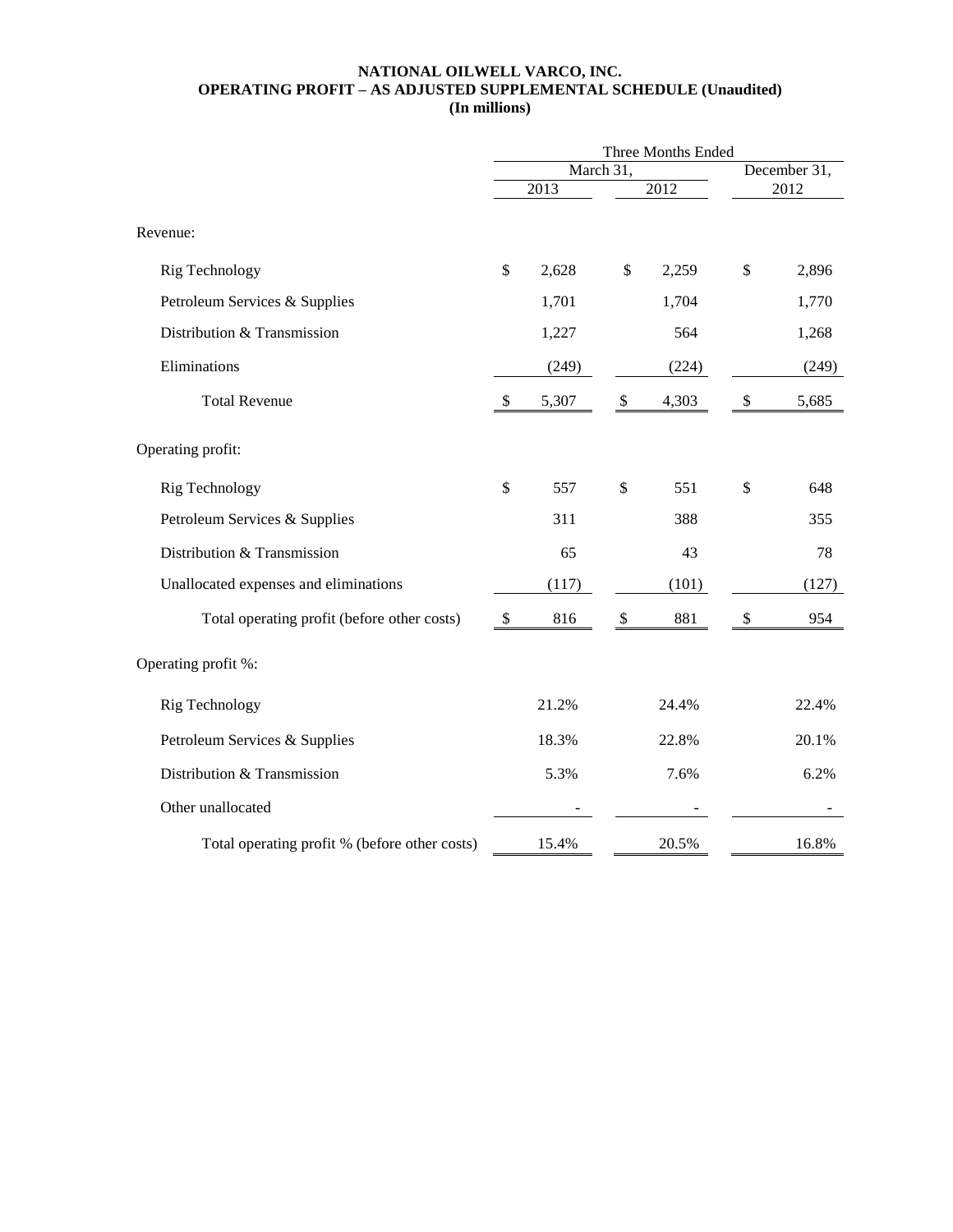**NATIONAL OILWELL VARCO, INC.**
**OPERATING PROFIT – AS ADJUSTED SUPPLEMENTAL SCHEDULE (Unaudited)**
**(In millions)**

| | Three Months Ended | | |
|---|---|---|---|
| | March 31, | | December 31, |
| | 2013 | 2012 | 2012 |
| Revenue: | | | |
| Rig Technology | $ 2,628 | $ 2,259 | $ 2,896 |
| Petroleum Services & Supplies | 1,701 | 1,704 | 1,770 |
| Distribution & Transmission | 1,227 | 564 | 1,268 |
| Eliminations | (249) | (224) | (249) |
| Total Revenue | $ 5,307 | $ 4,303 | $ 5,685 |
| Operating profit: | | | |
| Rig Technology | $ 557 | $ 551 | $ 648 |
| Petroleum Services & Supplies | 311 | 388 | 355 |
| Distribution & Transmission | 65 | 43 | 78 |
| Unallocated expenses and eliminations | (117) | (101) | (127) |
| Total operating profit (before other costs) | $ 816 | $ 881 | $ 954 |
| Operating profit %: | | | |
| Rig Technology | 21.2% | 24.4% | 22.4% |
| Petroleum Services & Supplies | 18.3% | 22.8% | 20.1% |
| Distribution & Transmission | 5.3% | 7.6% | 6.2% |
| Other unallocated | - | - | - |
| Total operating profit % (before other costs) | 15.4% | 20.5% | 16.8% |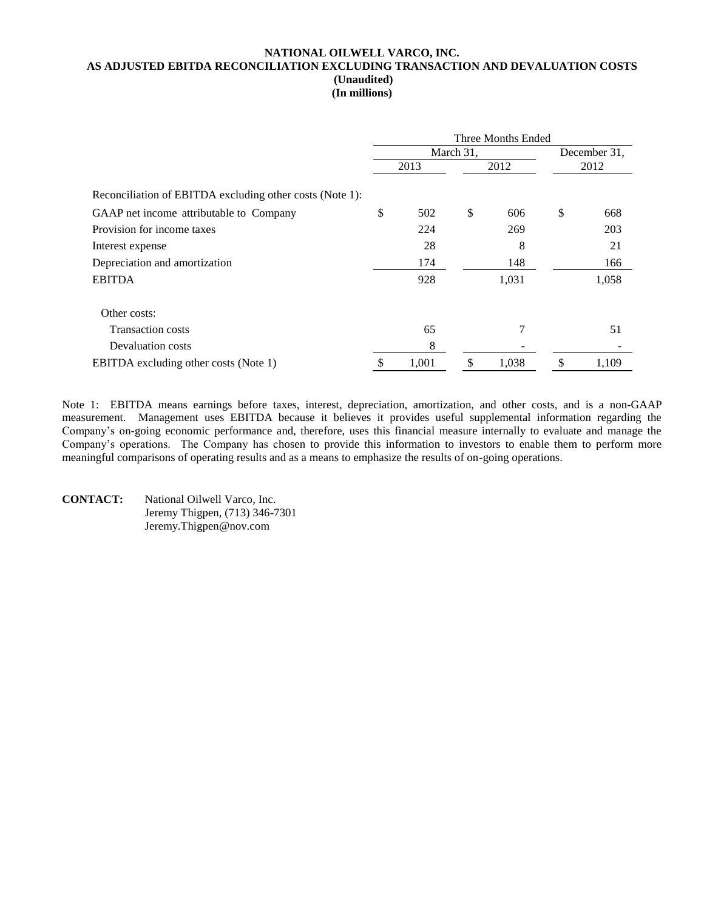**NATIONAL OILWELL VARCO, INC.**
**AS ADJUSTED EBITDA RECONCILIATION EXCLUDING TRANSACTION AND DEVALUATION COSTS**
**(Unaudited)**
**(In millions)**

| | Three Months Ended | | |
|---|---|---|---|
| | March 31, | | December 31, |
| | 2013 | 2012 | 2012 |
| Reconciliation of EBITDA excluding other costs (Note 1): | | | |
| GAAP net income attributable to Company | $ 502 | $ 606 | $ 668 |
| Provision for income taxes | 224 | 269 | 203 |
| Interest expense | 28 | 8 | 21 |
| Depreciation and amortization | 174 | 148 | 166 |
| EBITDA | 928 | 1,031 | 1,058 |
| Other costs: | | | |
| Transaction costs | 65 | 7 | 51 |
| Devaluation costs | 8 | - | - |
| EBITDA excluding other costs (Note 1) | $ 1,001 | $ 1,038 | $ 1,109 |

Note 1: EBITDA means earnings before taxes, interest, depreciation, amortization, and other costs, and is a non-GAAP measurement. Management uses EBITDA because it believes it provides useful supplemental information regarding the Company's on-going economic performance and, therefore, uses this financial measure internally to evaluate and manage the Company's operations. The Company has chosen to provide this information to investors to enable them to perform more meaningful comparisons of operating results and as a means to emphasize the results of on-going operations.

**CONTACT:** National Oilwell Varco, Inc.
Jeremy Thigpen, (713) 346-7301
Jeremy.Thigpen@nov.com